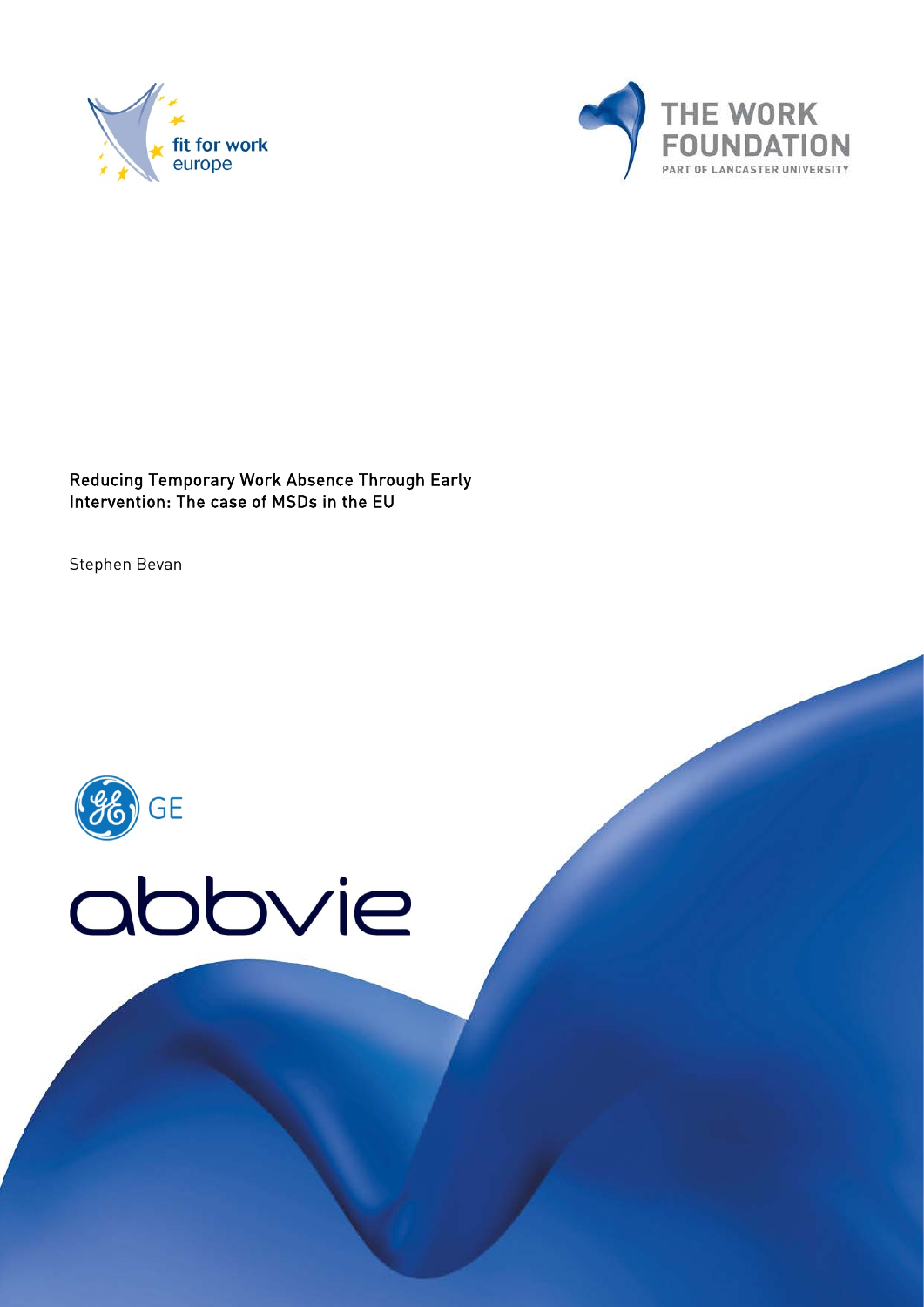fit for work europe

THE WORK FOUNDATION
PART OF LANCASTER UNIVERSITY

# Reducing Temporary Work Absence Through Early Intervention: The case of MSDs in the EU

Stephen Bevan

GE

abbvie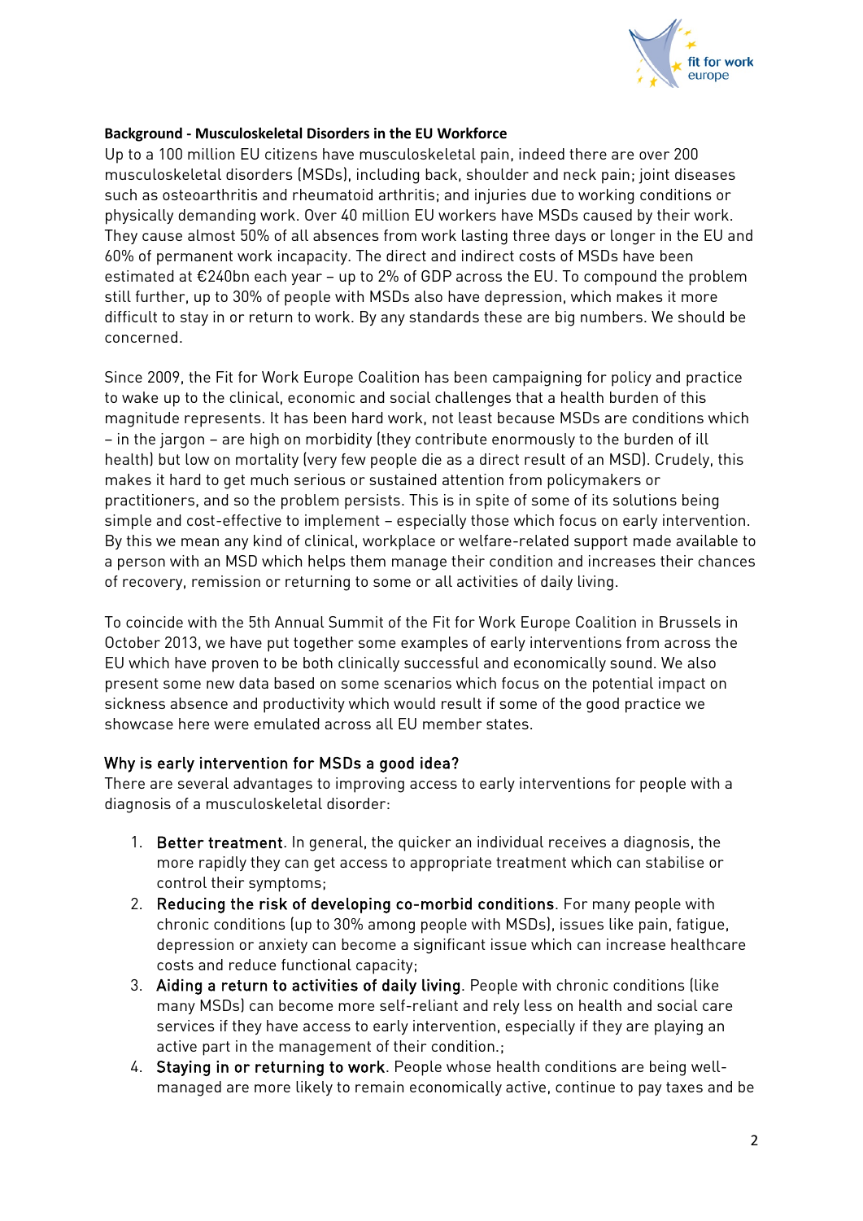**Background - Musculoskeletal Disorders in the EU Workforce**

Up to a 100 million EU citizens have musculoskeletal pain, indeed there are over 200 musculoskeletal disorders (MSDs), including back, shoulder and neck pain; joint diseases such as osteoarthritis and rheumatoid arthritis; and injuries due to working conditions or physically demanding work. Over 40 million EU workers have MSDs caused by their work. They cause almost 50% of all absences from work lasting three days or longer in the EU and 60% of permanent work incapacity. The direct and indirect costs of MSDs have been estimated at €240bn each year – up to 2% of GDP across the EU. To compound the problem still further, up to 30% of people with MSDs also have depression, which makes it more difficult to stay in or return to work. By any standards these are big numbers. We should be concerned.

Since 2009, the Fit for Work Europe Coalition has been campaigning for policy and practice to wake up to the clinical, economic and social challenges that a health burden of this magnitude represents. It has been hard work, not least because MSDs are conditions which – in the jargon – are high on morbidity (they contribute enormously to the burden of ill health) but low on mortality (very few people die as a direct result of an MSD). Crudely, this makes it hard to get much serious or sustained attention from policymakers or practitioners, and so the problem persists. This is in spite of some of its solutions being simple and cost-effective to implement – especially those which focus on early intervention. By this we mean any kind of clinical, workplace or welfare-related support made available to a person with an MSD which helps them manage their condition and increases their chances of recovery, remission or returning to some or all activities of daily living.

To coincide with the 5th Annual Summit of the Fit for Work Europe Coalition in Brussels in October 2013, we have put together some examples of early interventions from across the EU which have proven to be both clinically successful and economically sound. We also present some new data based on some scenarios which focus on the potential impact on sickness absence and productivity which would result if some of the good practice we showcase here were emulated across all EU member states.

## Why is early intervention for MSDs a good idea?

There are several advantages to improving access to early interventions for people with a diagnosis of a musculoskeletal disorder:

1. **Better treatment**. In general, the quicker an individual receives a diagnosis, the more rapidly they can get access to appropriate treatment which can stabilise or control their symptoms;
2. **Reducing the risk of developing co-morbid conditions**. For many people with chronic conditions (up to 30% among people with MSDs), issues like pain, fatigue, depression or anxiety can become a significant issue which can increase healthcare costs and reduce functional capacity;
3. **Aiding a return to activities of daily living**. People with chronic conditions (like many MSDs) can become more self-reliant and rely less on health and social care services if they have access to early intervention, especially if they are playing an active part in the management of their condition.;
4. **Staying in or returning to work**. People whose health conditions are being well-managed are more likely to remain economically active, continue to pay taxes and be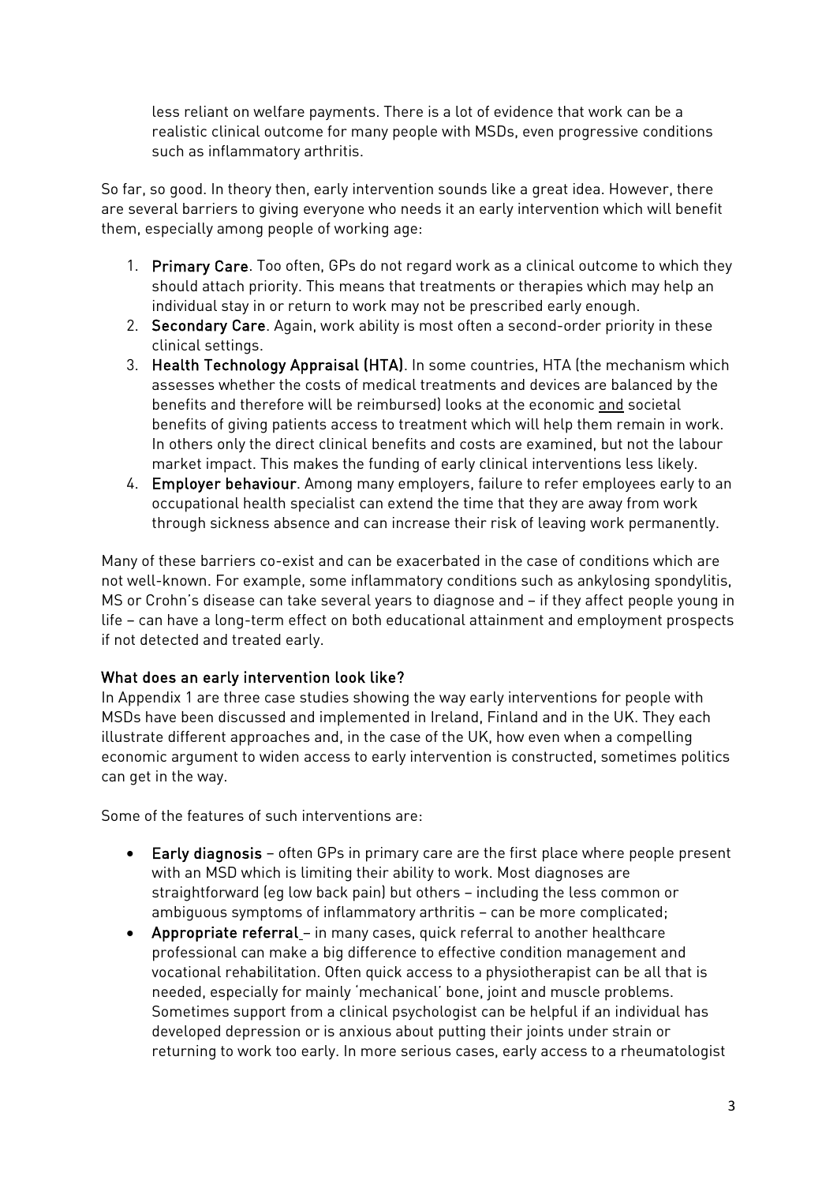less reliant on welfare payments. There is a lot of evidence that work can be a realistic clinical outcome for many people with MSDs, even progressive conditions such as inflammatory arthritis.

So far, so good. In theory then, early intervention sounds like a great idea. However, there are several barriers to giving everyone who needs it an early intervention which will benefit them, especially among people of working age:

1. **Primary Care**. Too often, GPs do not regard work as a clinical outcome to which they should attach priority. This means that treatments or therapies which may help an individual stay in or return to work may not be prescribed early enough.
2. **Secondary Care**. Again, work ability is most often a second-order priority in these clinical settings.
3. **Health Technology Appraisal (HTA)**. In some countries, HTA (the mechanism which assesses whether the costs of medical treatments and devices are balanced by the benefits and therefore will be reimbursed) looks at the economic and societal benefits of giving patients access to treatment which will help them remain in work. In others only the direct clinical benefits and costs are examined, but not the labour market impact. This makes the funding of early clinical interventions less likely.
4. **Employer behaviour**. Among many employers, failure to refer employees early to an occupational health specialist can extend the time that they are away from work through sickness absence and can increase their risk of leaving work permanently.

Many of these barriers co-exist and can be exacerbated in the case of conditions which are not well-known. For example, some inflammatory conditions such as ankylosing spondylitis, MS or Crohn's disease can take several years to diagnose and – if they affect people young in life – can have a long-term effect on both educational attainment and employment prospects if not detected and treated early.

### What does an early intervention look like?

In Appendix 1 are three case studies showing the way early interventions for people with MSDs have been discussed and implemented in Ireland, Finland and in the UK. They each illustrate different approaches and, in the case of the UK, how even when a compelling economic argument to widen access to early intervention is constructed, sometimes politics can get in the way.

Some of the features of such interventions are:

- **Early diagnosis** – often GPs in primary care are the first place where people present with an MSD which is limiting their ability to work. Most diagnoses are straightforward (eg low back pain) but others – including the less common or ambiguous symptoms of inflammatory arthritis – can be more complicated;
- **Appropriate referral** – in many cases, quick referral to another healthcare professional can make a big difference to effective condition management and vocational rehabilitation. Often quick access to a physiotherapist can be all that is needed, especially for mainly 'mechanical' bone, joint and muscle problems. Sometimes support from a clinical psychologist can be helpful if an individual has developed depression or is anxious about putting their joints under strain or returning to work too early. In more serious cases, early access to a rheumatologist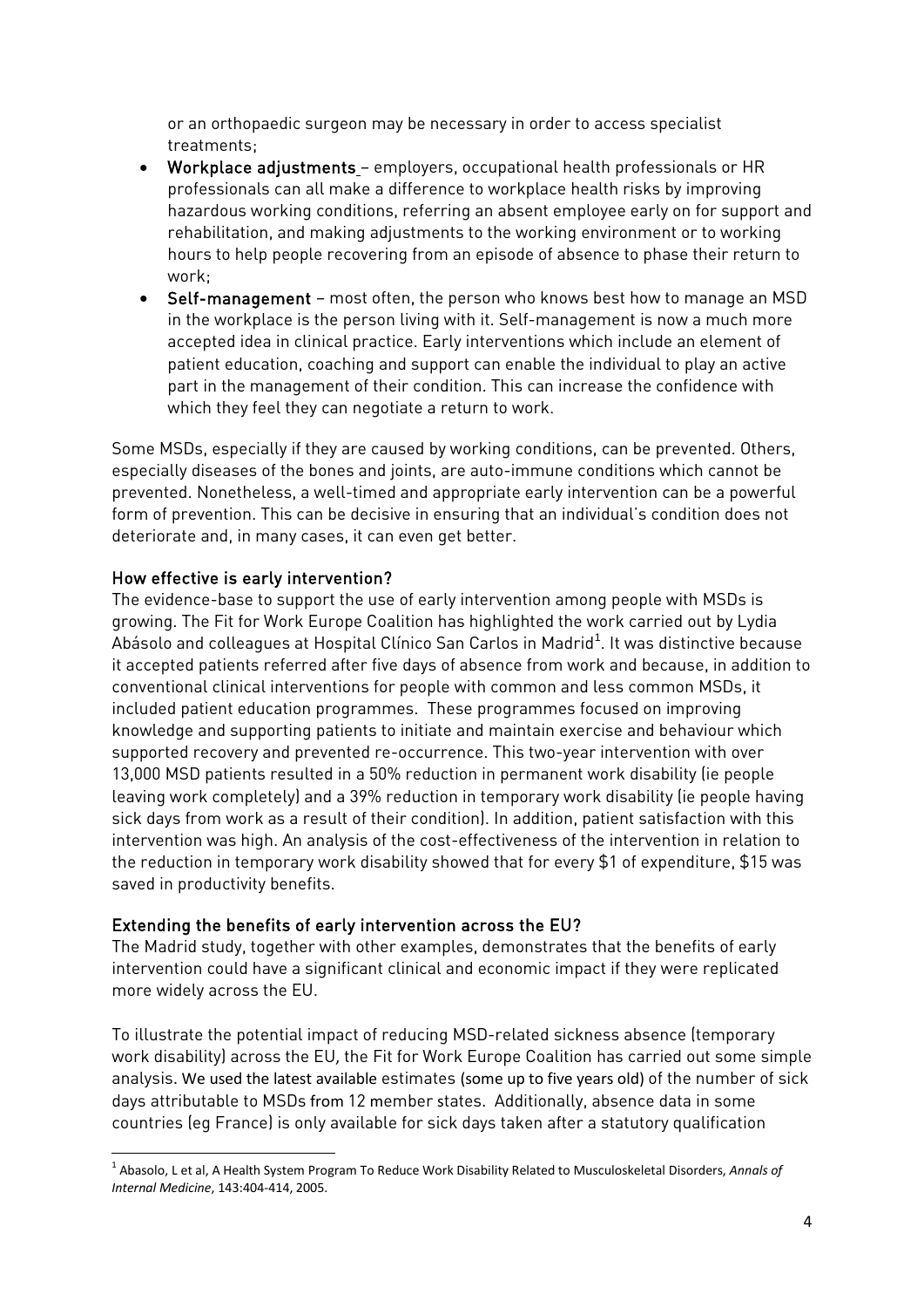or an orthopaedic surgeon may be necessary in order to access specialist treatments;

- **Workplace adjustments** – employers, occupational health professionals or HR professionals can all make a difference to workplace health risks by improving hazardous working conditions, referring an absent employee early on for support and rehabilitation, and making adjustments to the working environment or to working hours to help people recovering from an episode of absence to phase their return to work;
- **Self-management** – most often, the person who knows best how to manage an MSD in the workplace is the person living with it. Self-management is now a much more accepted idea in clinical practice. Early interventions which include an element of patient education, coaching and support can enable the individual to play an active part in the management of their condition. This can increase the confidence with which they feel they can negotiate a return to work.

Some MSDs, especially if they are caused by working conditions, can be prevented. Others, especially diseases of the bones and joints, are auto-immune conditions which cannot be prevented. Nonetheless, a well-timed and appropriate early intervention can be a powerful form of prevention. This can be decisive in ensuring that an individual's condition does not deteriorate and, in many cases, it can even get better.

## How effective is early intervention?

The evidence-base to support the use of early intervention among people with MSDs is growing. The Fit for Work Europe Coalition has highlighted the work carried out by Lydia Abásolo and colleagues at Hospital Clínico San Carlos in Madrid[1]. It was distinctive because it accepted patients referred after five days of absence from work and because, in addition to conventional clinical interventions for people with common and less common MSDs, it included patient education programmes. These programmes focused on improving knowledge and supporting patients to initiate and maintain exercise and behaviour which supported recovery and prevented re-occurrence. This two-year intervention with over 13,000 MSD patients resulted in a 50% reduction in permanent work disability (ie people leaving work completely) and a 39% reduction in temporary work disability (ie people having sick days from work as a result of their condition). In addition, patient satisfaction with this intervention was high. An analysis of the cost-effectiveness of the intervention in relation to the reduction in temporary work disability showed that for every $1 of expenditure, $15 was saved in productivity benefits.

## Extending the benefits of early intervention across the EU?

The Madrid study, together with other examples, demonstrates that the benefits of early intervention could have a significant clinical and economic impact if they were replicated more widely across the EU.

To illustrate the potential impact of reducing MSD-related sickness absence (temporary work disability) across the EU, the Fit for Work Europe Coalition has carried out some simple analysis. We used the latest available estimates (some up to five years old) of the number of sick days attributable to MSDs from 12 member states. Additionally, absence data in some countries (eg France) is only available for sick days taken after a statutory qualification

---

[1] Abasolo, L et al, A Health System Program To Reduce Work Disability Related to Musculoskeletal Disorders, *Annals of Internal Medicine*, 143:404-414, 2005.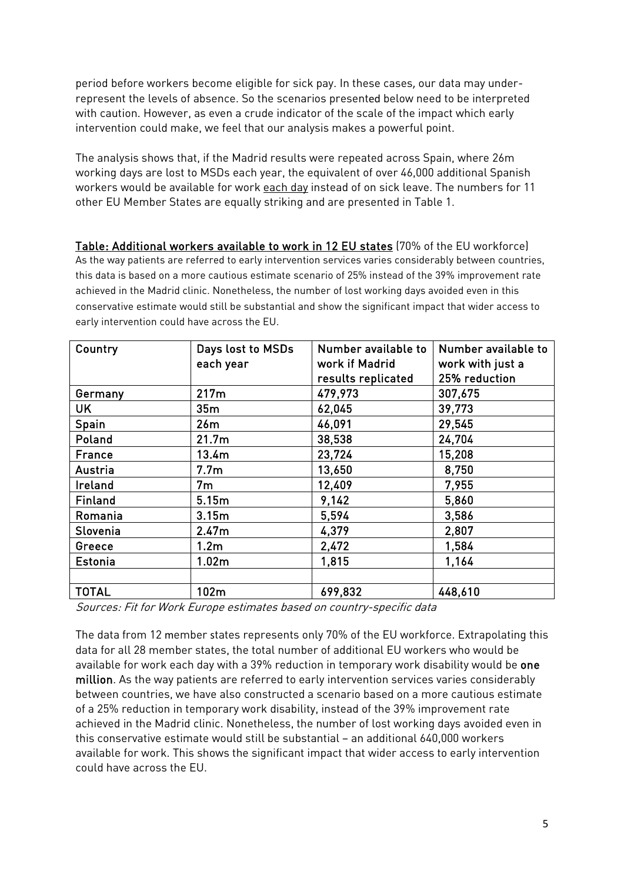period before workers become eligible for sick pay. In these cases, our data may under-represent the levels of absence. So the scenarios presented below need to be interpreted with caution. However, as even a crude indicator of the scale of the impact which early intervention could make, we feel that our analysis makes a powerful point.

The analysis shows that, if the Madrid results were repeated across Spain, where 26m working days are lost to MSDs each year, the equivalent of over 46,000 additional Spanish workers would be available for work each day instead of on sick leave. The numbers for 11 other EU Member States are equally striking and are presented in Table 1.

**Table: Additional workers available to work in 12 EU states** (70% of the EU workforce)
As the way patients are referred to early intervention services varies considerably between countries, this data is based on a more cautious estimate scenario of 25% instead of the 39% improvement rate achieved in the Madrid clinic. Nonetheless, the number of lost working days avoided even in this conservative estimate would still be substantial and show the significant impact that wider access to early intervention could have across the EU.

| Country | Days lost to MSDs each year | Number available to work if Madrid results replicated | Number available to work with just a 25% reduction |
|---|---|---|---|
| Germany | 217m | 479,973 | 307,675 |
| UK | 35m | 62,045 | 39,773 |
| Spain | 26m | 46,091 | 29,545 |
| Poland | 21.7m | 38,538 | 24,704 |
| France | 13.4m | 23,724 | 15,208 |
| Austria | 7.7m | 13,650 | 8,750 |
| Ireland | 7m | 12,409 | 7,955 |
| Finland | 5.15m | 9,142 | 5,860 |
| Romania | 3.15m | 5,594 | 3,586 |
| Slovenia | 2.47m | 4,379 | 2,807 |
| Greece | 1.2m | 2,472 | 1,584 |
| Estonia | 1.02m | 1,815 | 1,164 |
| | | | |
| TOTAL | 102m | 699,832 | 448,610 |

*Sources: Fit for Work Europe estimates based on country-specific data*

The data from 12 member states represents only 70% of the EU workforce. Extrapolating this data for all 28 member states, the total number of additional EU workers who would be available for work each day with a 39% reduction in temporary work disability would be **one million**. As the way patients are referred to early intervention services varies considerably between countries, we have also constructed a scenario based on a more cautious estimate of a 25% reduction in temporary work disability, instead of the 39% improvement rate achieved in the Madrid clinic. Nonetheless, the number of lost working days avoided even in this conservative estimate would still be substantial – an additional 640,000 workers available for work. This shows the significant impact that wider access to early intervention could have across the EU.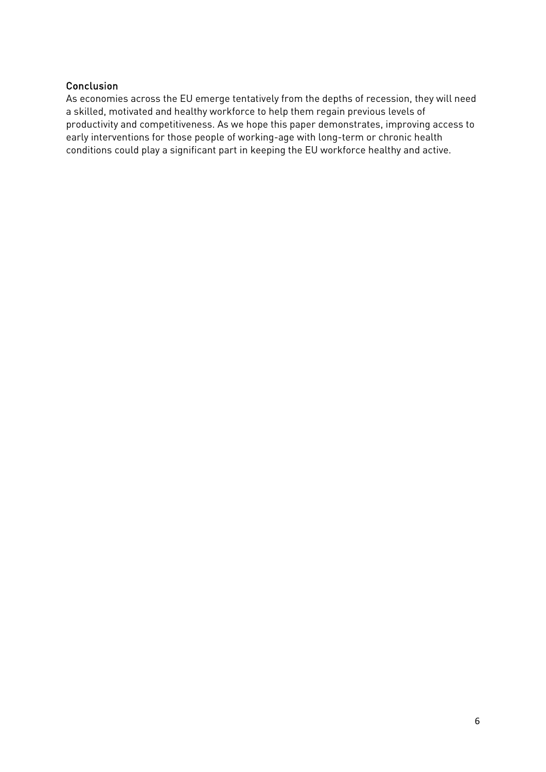## Conclusion

As economies across the EU emerge tentatively from the depths of recession, they will need a skilled, motivated and healthy workforce to help them regain previous levels of productivity and competitiveness. As we hope this paper demonstrates, improving access to early interventions for those people of working-age with long-term or chronic health conditions could play a significant part in keeping the EU workforce healthy and active.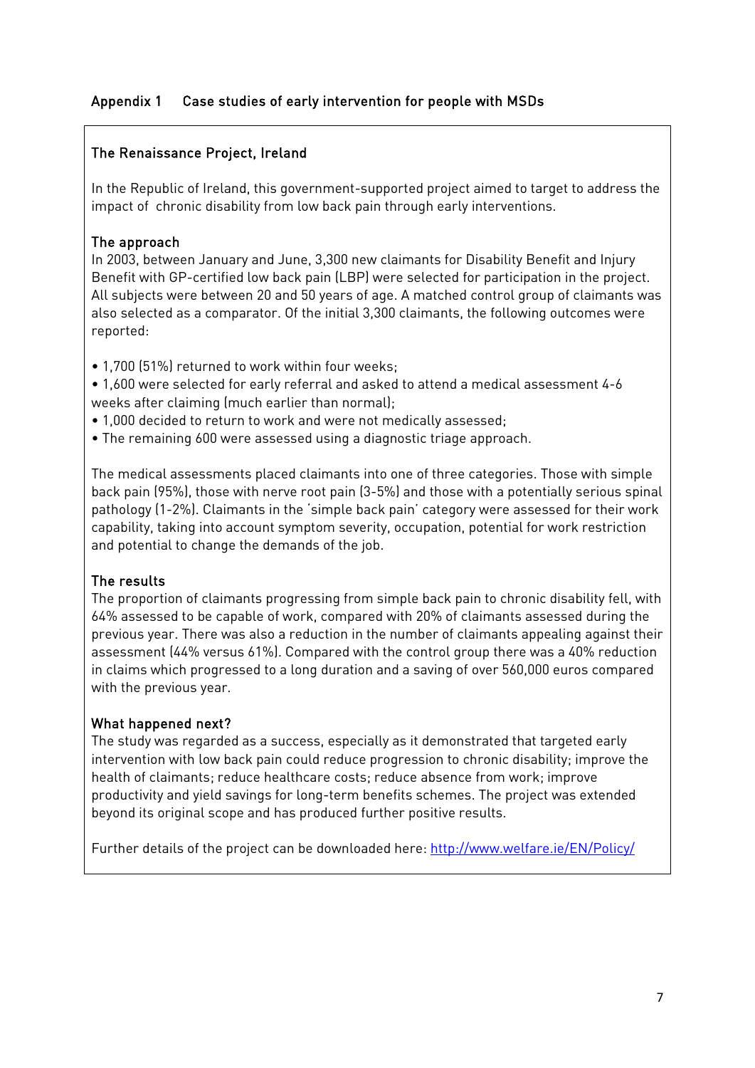## Appendix 1 Case studies of early intervention for people with MSDs

### The Renaissance Project, Ireland

In the Republic of Ireland, this government-supported project aimed to target to address the impact of chronic disability from low back pain through early interventions.

#### The approach

In 2003, between January and June, 3,300 new claimants for Disability Benefit and Injury Benefit with GP-certified low back pain (LBP) were selected for participation in the project. All subjects were between 20 and 50 years of age. A matched control group of claimants was also selected as a comparator. Of the initial 3,300 claimants, the following outcomes were reported:

- 1,700 (51%) returned to work within four weeks;
- 1,600 were selected for early referral and asked to attend a medical assessment 4-6 weeks after claiming (much earlier than normal);
- 1,000 decided to return to work and were not medically assessed;
- The remaining 600 were assessed using a diagnostic triage approach.

The medical assessments placed claimants into one of three categories. Those with simple back pain (95%), those with nerve root pain (3-5%) and those with a potentially serious spinal pathology (1-2%). Claimants in the 'simple back pain' category were assessed for their work capability, taking into account symptom severity, occupation, potential for work restriction and potential to change the demands of the job.

#### The results

The proportion of claimants progressing from simple back pain to chronic disability fell, with 64% assessed to be capable of work, compared with 20% of claimants assessed during the previous year. There was also a reduction in the number of claimants appealing against their assessment (44% versus 61%). Compared with the control group there was a 40% reduction in claims which progressed to a long duration and a saving of over 560,000 euros compared with the previous year.

#### What happened next?

The study was regarded as a success, especially as it demonstrated that targeted early intervention with low back pain could reduce progression to chronic disability; improve the health of claimants; reduce healthcare costs; reduce absence from work; improve productivity and yield savings for long-term benefits schemes. The project was extended beyond its original scope and has produced further positive results.

Further details of the project can be downloaded here: [http://www.welfare.ie/EN/Policy/](http://www.welfare.ie/EN/Policy/)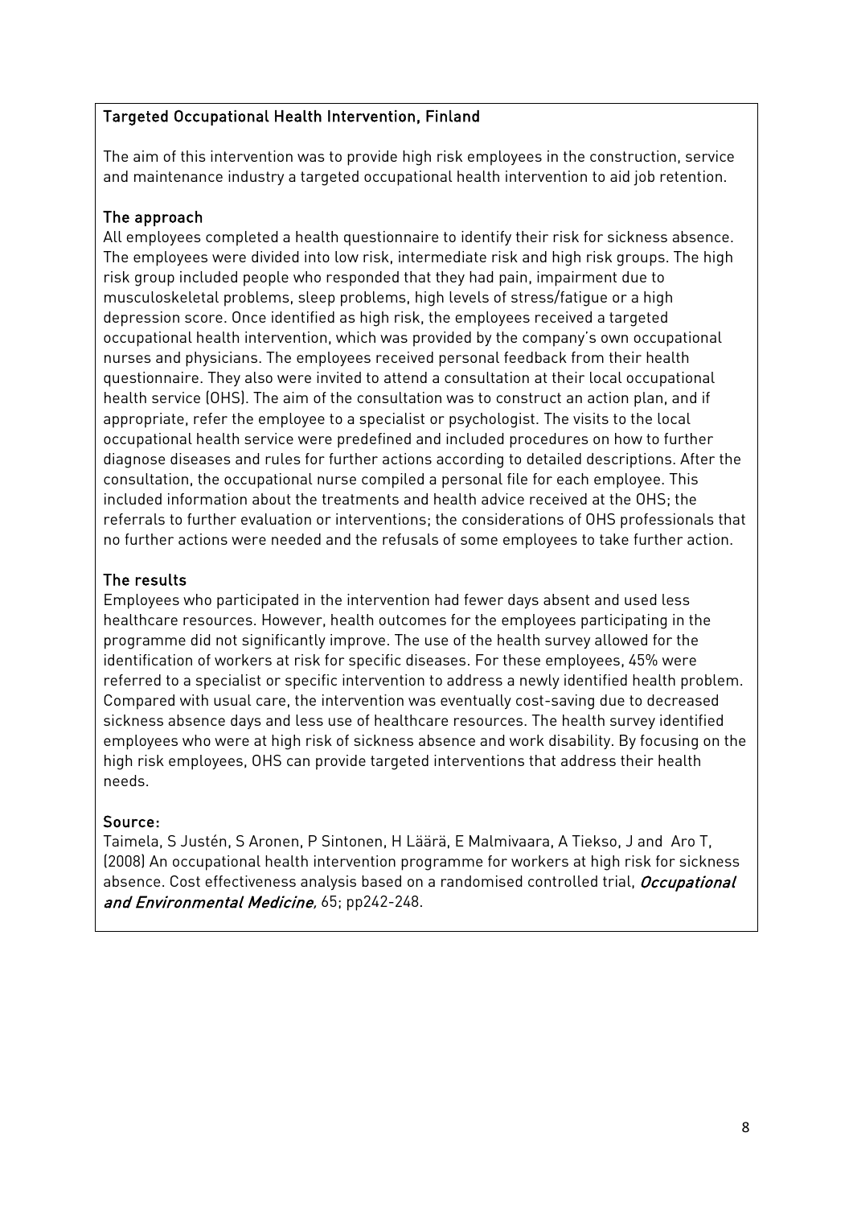## Targeted Occupational Health Intervention, Finland

The aim of this intervention was to provide high risk employees in the construction, service and maintenance industry a targeted occupational health intervention to aid job retention.

### The approach

All employees completed a health questionnaire to identify their risk for sickness absence. The employees were divided into low risk, intermediate risk and high risk groups. The high risk group included people who responded that they had pain, impairment due to musculoskeletal problems, sleep problems, high levels of stress/fatigue or a high depression score. Once identified as high risk, the employees received a targeted occupational health intervention, which was provided by the company's own occupational nurses and physicians. The employees received personal feedback from their health questionnaire. They also were invited to attend a consultation at their local occupational health service (OHS). The aim of the consultation was to construct an action plan, and if appropriate, refer the employee to a specialist or psychologist. The visits to the local occupational health service were predefined and included procedures on how to further diagnose diseases and rules for further actions according to detailed descriptions. After the consultation, the occupational nurse compiled a personal file for each employee. This included information about the treatments and health advice received at the OHS; the referrals to further evaluation or interventions; the considerations of OHS professionals that no further actions were needed and the refusals of some employees to take further action.

### The results

Employees who participated in the intervention had fewer days absent and used less healthcare resources. However, health outcomes for the employees participating in the programme did not significantly improve. The use of the health survey allowed for the identification of workers at risk for specific diseases. For these employees, 45% were referred to a specialist or specific intervention to address a newly identified health problem. Compared with usual care, the intervention was eventually cost-saving due to decreased sickness absence days and less use of healthcare resources. The health survey identified employees who were at high risk of sickness absence and work disability. By focusing on the high risk employees, OHS can provide targeted interventions that address their health needs.

### Source:

Taimela, S Justén, S Aronen, P Sintonen, H Läärä, E Malmivaara, A Tiekso, J and Aro T, (2008) An occupational health intervention programme for workers at high risk for sickness absence. Cost effectiveness analysis based on a randomised controlled trial, ***Occupational and Environmental Medicine***, 65; pp242-248.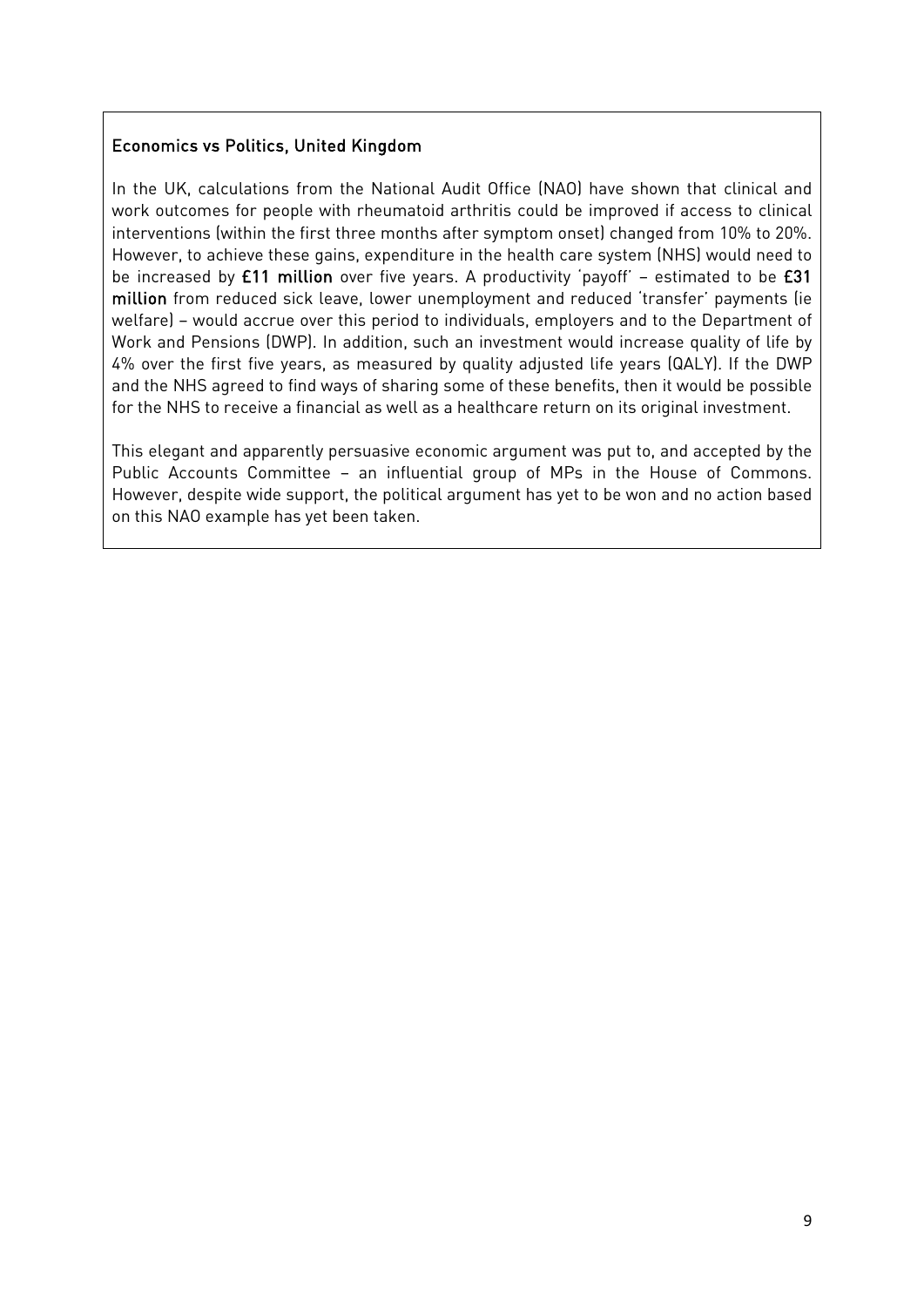### Economics vs Politics, United Kingdom

In the UK, calculations from the National Audit Office (NAO) have shown that clinical and work outcomes for people with rheumatoid arthritis could be improved if access to clinical interventions (within the first three months after symptom onset) changed from 10% to 20%. However, to achieve these gains, expenditure in the health care system (NHS) would need to be increased by **£11 million** over five years. A productivity 'payoff' – estimated to be **£31 million** from reduced sick leave, lower unemployment and reduced 'transfer' payments (ie welfare) – would accrue over this period to individuals, employers and to the Department of Work and Pensions (DWP). In addition, such an investment would increase quality of life by 4% over the first five years, as measured by quality adjusted life years (QALY). If the DWP and the NHS agreed to find ways of sharing some of these benefits, then it would be possible for the NHS to receive a financial as well as a healthcare return on its original investment.

This elegant and apparently persuasive economic argument was put to, and accepted by the Public Accounts Committee – an influential group of MPs in the House of Commons. However, despite wide support, the political argument has yet to be won and no action based on this NAO example has yet been taken.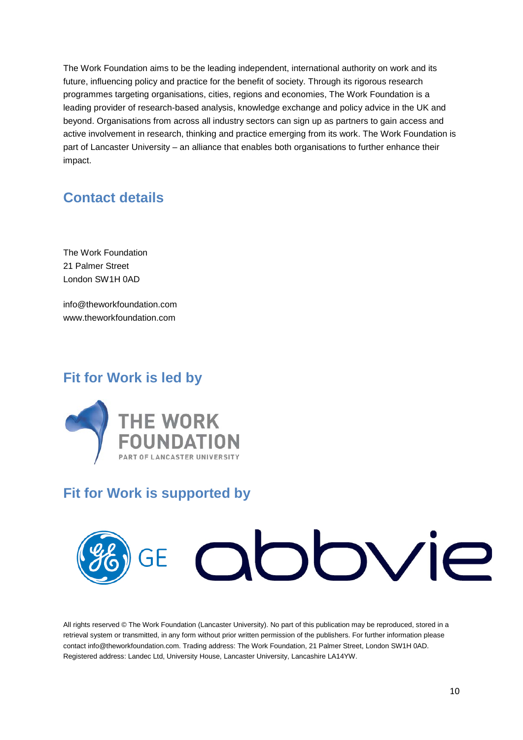The Work Foundation aims to be the leading independent, international authority on work and its future, influencing policy and practice for the benefit of society. Through its rigorous research programmes targeting organisations, cities, regions and economies, The Work Foundation is a leading provider of research-based analysis, knowledge exchange and policy advice in the UK and beyond. Organisations from across all industry sectors can sign up as partners to gain access and active involvement in research, thinking and practice emerging from its work. The Work Foundation is part of Lancaster University – an alliance that enables both organisations to further enhance their impact.

## Contact details

The Work Foundation
21 Palmer Street
London SW1H 0AD

info@theworkfoundation.com
www.theworkfoundation.com

## Fit for Work is led by

THE WORK FOUNDATION
PART OF LANCASTER UNIVERSITY

## Fit for Work is supported by

GE abbvie

All rights reserved © The Work Foundation (Lancaster University). No part of this publication may be reproduced, stored in a retrieval system or transmitted, in any form without prior written permission of the publishers. For further information please contact info@theworkfoundation.com. Trading address: The Work Foundation, 21 Palmer Street, London SW1H 0AD. Registered address: Landec Ltd, University House, Lancaster University, Lancashire LA14YW.